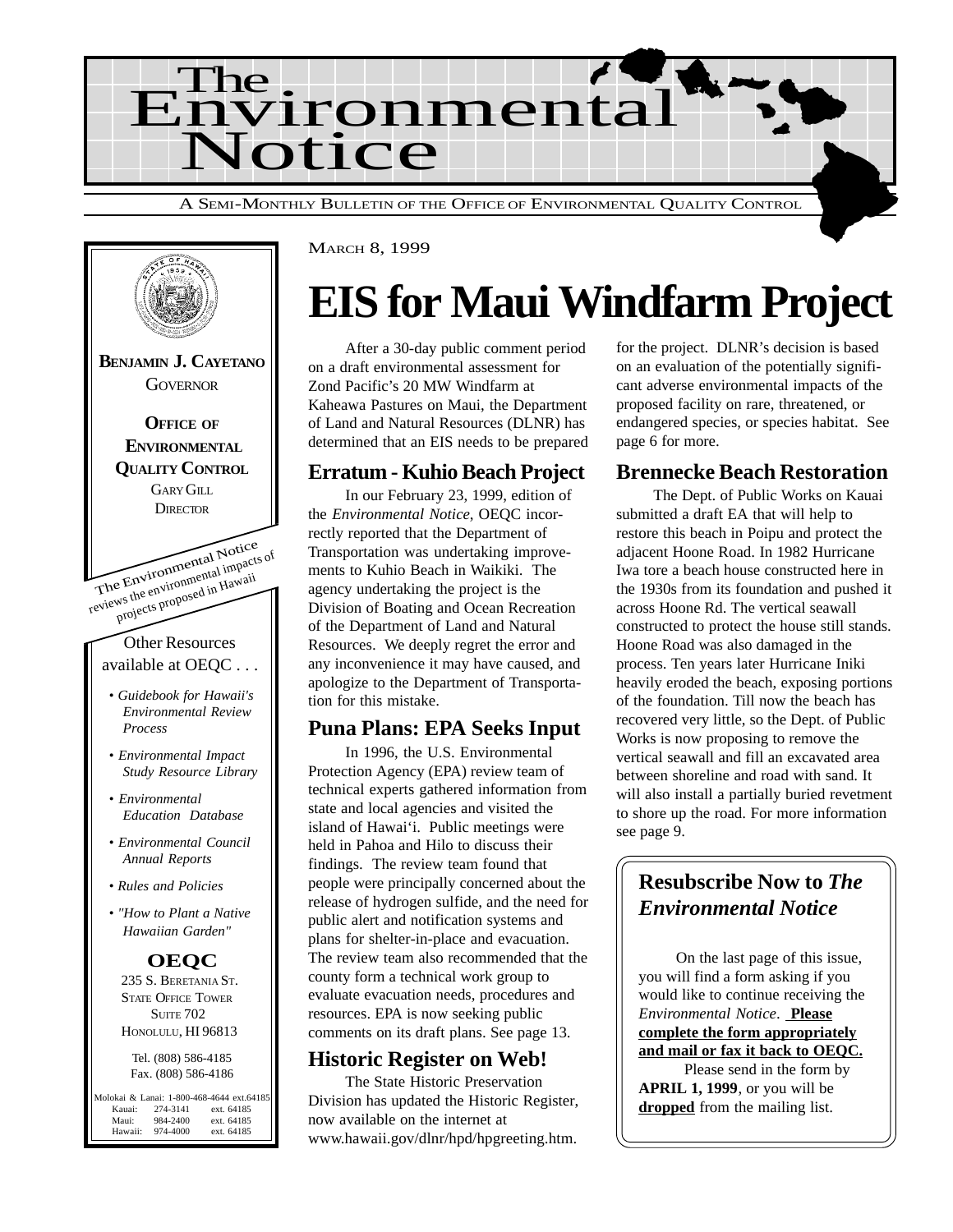# The Environmental Notice

A SEMI-MONTHLY BULLETIN OF THE OFFICE OF ENVIRONMENTAL QUALITY CONTROL

**BENJAMIN J. CAYETANO**
GOVERNOR

**OFFICE OF ENVIRONMENTAL QUALITY CONTROL**
GARY GILL
DIRECTOR

The Environmental Notice reviews the environmental impacts of projects proposed in Hawaii

Other Resources available at OEQC . . .

- *Guidebook for Hawaii's Environmental Review Process*
- *Environmental Impact Study Resource Library*
- *Environmental Education Database*
- *Environmental Council Annual Reports*
- *Rules and Policies*
- *"How to Plant a Native Hawaiian Garden"*

**OEQC**
235 S. BERETANIA ST.
STATE OFFICE TOWER
SUITE 702
HONOLULU, HI 96813

Tel. (808) 586-4185
Fax. (808) 586-4186

Molokai & Lanai: 1-800-468-4644 ext.64185
Kauai: 274-3141 ext. 64185
Maui: 984-2400 ext. 64185
Hawaii: 974-4000 ext. 64185

MARCH 8, 1999

# EIS for Maui Windfarm Project

After a 30-day public comment period on a draft environmental assessment for Zond Pacific's 20 MW Windfarm at Kaheawa Pastures on Maui, the Department of Land and Natural Resources (DLNR) has determined that an EIS needs to be prepared for the project. DLNR's decision is based on an evaluation of the potentially significant adverse environmental impacts of the proposed facility on rare, threatened, or endangered species, or species habitat. See page 6 for more.

## Erratum - Kuhio Beach Project

In our February 23, 1999, edition of the *Environmental Notice*, OEQC incorrectly reported that the Department of Transportation was undertaking improvements to Kuhio Beach in Waikiki. The agency undertaking the project is the Division of Boating and Ocean Recreation of the Department of Land and Natural Resources. We deeply regret the error and any inconvenience it may have caused, and apologize to the Department of Transportation for this mistake.

## Puna Plans: EPA Seeks Input

In 1996, the U.S. Environmental Protection Agency (EPA) review team of technical experts gathered information from state and local agencies and visited the island of Hawai‘i. Public meetings were held in Pahoa and Hilo to discuss their findings. The review team found that people were principally concerned about the release of hydrogen sulfide, and the need for public alert and notification systems and plans for shelter-in-place and evacuation. The review team also recommended that the county form a technical work group to evaluate evacuation needs, procedures and resources. EPA is now seeking public comments on its draft plans. See page 13.

## Historic Register on Web!

The State Historic Preservation Division has updated the Historic Register, now available on the internet at www.hawaii.gov/dlnr/hpd/hpgreeting.htm.

## Brennecke Beach Restoration

The Dept. of Public Works on Kauai submitted a draft EA that will help to restore this beach in Poipu and protect the adjacent Hoone Road. In 1982 Hurricane Iwa tore a beach house constructed here in the 1930s from its foundation and pushed it across Hoone Rd. The vertical seawall constructed to protect the house still stands. Hoone Road was also damaged in the process. Ten years later Hurricane Iniki heavily eroded the beach, exposing portions of the foundation. Till now the beach has recovered very little, so the Dept. of Public Works is now proposing to remove the vertical seawall and fill an excavated area between shoreline and road with sand. It will also install a partially buried revetment to shore up the road. For more information see page 9.

## Resubscribe Now to *The Environmental Notice*

On the last page of this issue, you will find a form asking if you would like to continue receiving the *Environmental Notice*. **Please complete the form appropriately and mail or fax it back to OEQC.**

Please send in the form by **APRIL 1, 1999**, or you will be **dropped** from the mailing list.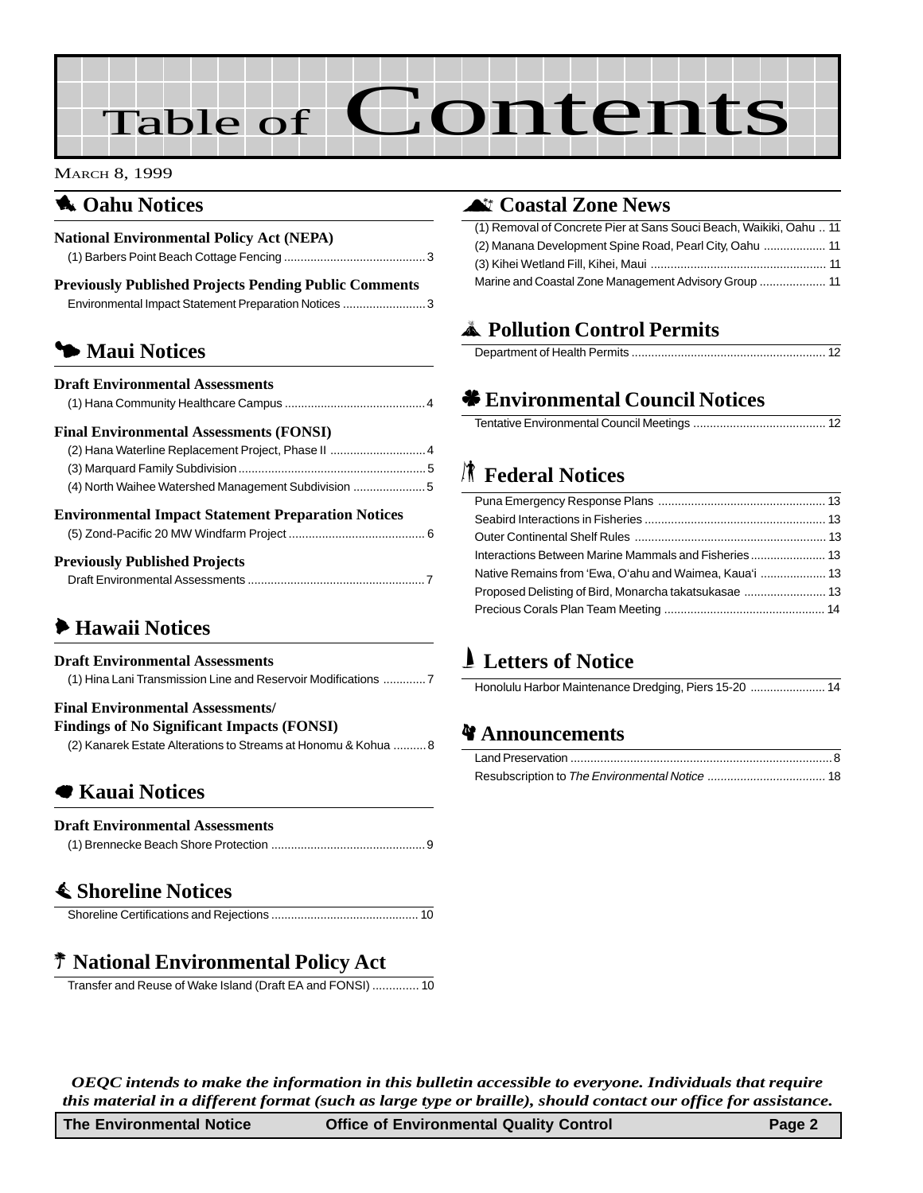// Table of Contents

MARCH 8, 1999

## Oahu Notices

### National Environmental Policy Act (NEPA)

(1) Barbers Point Beach Cottage Fencing ... 3

### Previously Published Projects Pending Public Comments

Environmental Impact Statement Preparation Notices ... 3

## Maui Notices

### Draft Environmental Assessments

(1) Hana Community Healthcare Campus ... 4

### Final Environmental Assessments (FONSI)

(2) Hana Waterline Replacement Project, Phase II ... 4

(3) Marquard Family Subdivision ... 5

(4) North Waihee Watershed Management Subdivision ... 5

### Environmental Impact Statement Preparation Notices

(5) Zond-Pacific 20 MW Windfarm Project ... 6

### Previously Published Projects

Draft Environmental Assessments ... 7

## Hawaii Notices

### Draft Environmental Assessments

(1) Hina Lani Transmission Line and Reservoir Modifications ... 7

### Final Environmental Assessments/ Findings of No Significant Impacts (FONSI)

(2) Kanarek Estate Alterations to Streams at Honomu & Kohua ... 8

## Kauai Notices

### Draft Environmental Assessments

(1) Brennecke Beach Shore Protection ... 9

## Shoreline Notices

Shoreline Certifications and Rejections ... 10

## National Environmental Policy Act

Transfer and Reuse of Wake Island (Draft EA and FONSI) ... 10

## Coastal Zone News

(1) Removal of Concrete Pier at Sans Souci Beach, Waikiki, Oahu .. 11

(2) Manana Development Spine Road, Pearl City, Oahu ... 11

(3) Kihei Wetland Fill, Kihei, Maui ... 11

Marine and Coastal Zone Management Advisory Group ... 11

## Pollution Control Permits

Department of Health Permits ... 12

## Environmental Council Notices

Tentative Environmental Council Meetings ... 12

## Federal Notices

Puna Emergency Response Plans ... 13

Seabird Interactions in Fisheries ... 13

Outer Continental Shelf Rules ... 13

Interactions Between Marine Mammals and Fisheries ... 13

Native Remains from ʻEwa, Oʻahu and Waimea, Kauaʻi ... 13

Proposed Delisting of Bird, Monarcha takatsukasae ... 13

Precious Corals Plan Team Meeting ... 14

## Letters of Notice

Honolulu Harbor Maintenance Dredging, Piers 15-20 ... 14

## Announcements

Land Preservation ... 8

Resubscription to *The Environmental Notice* ... 18

***OEQC intends to make the information in this bulletin accessible to everyone. Individuals that require this material in a different format (such as large type or braille), should contact our office for assistance.***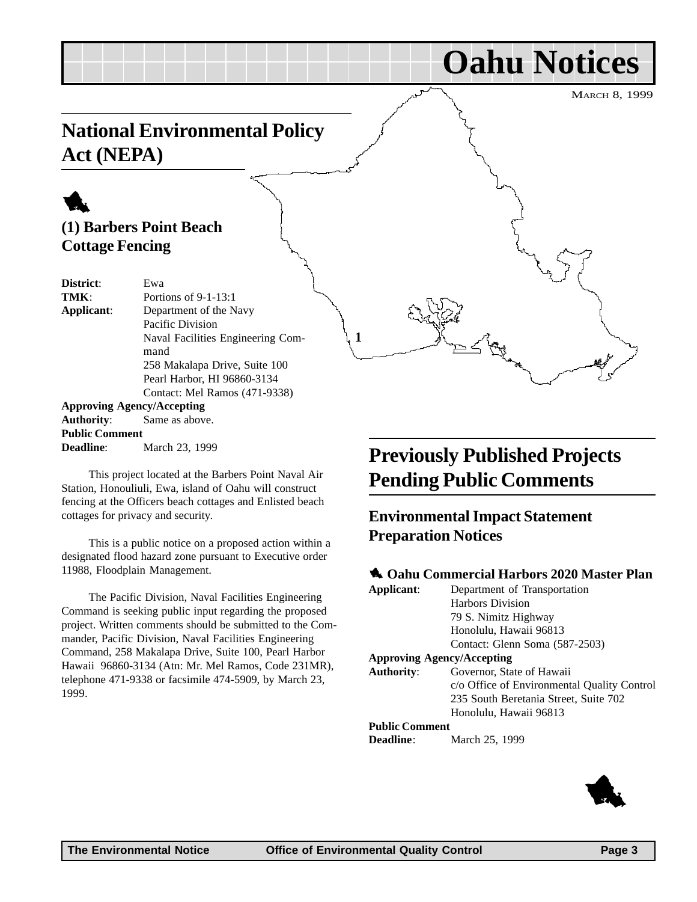# Oahu Notices

March 8, 1999

## National Environmental Policy Act (NEPA)

### (1) Barbers Point Beach Cottage Fencing

**District**: Ewa
**TMK**: Portions of 9-1-13:1
**Applicant**: Department of the Navy
Pacific Division
Naval Facilities Engineering Command
258 Makalapa Drive, Suite 100
Pearl Harbor, HI 96860-3134
Contact: Mel Ramos (471-9338)

**Approving Agency/Accepting Authority**: Same as above.

**Public Comment Deadline**: March 23, 1999

This project located at the Barbers Point Naval Air Station, Honouliuli, Ewa, island of Oahu will construct fencing at the Officers beach cottages and Enlisted beach cottages for privacy and security.

This is a public notice on a proposed action within a designated flood hazard zone pursuant to Executive order 11988, Floodplain Management.

The Pacific Division, Naval Facilities Engineering Command is seeking public input regarding the proposed project. Written comments should be submitted to the Commander, Pacific Division, Naval Facilities Engineering Command, 258 Makalapa Drive, Suite 100, Pearl Harbor Hawaii 96860-3134 (Atn: Mr. Mel Ramos, Code 231MR), telephone 471-9338 or facsimile 474-5909, by March 23, 1999.

## Previously Published Projects Pending Public Comments

### Environmental Impact Statement Preparation Notices

#### Oahu Commercial Harbors 2020 Master Plan

**Applicant**: Department of Transportation
Harbors Division
79 S. Nimitz Highway
Honolulu, Hawaii 96813
Contact: Glenn Soma (587-2503)

**Approving Agency/Accepting Authority**: Governor, State of Hawaii
c/o Office of Environmental Quality Control
235 South Beretania Street, Suite 702
Honolulu, Hawaii 96813

**Public Comment Deadline**: March 25, 1999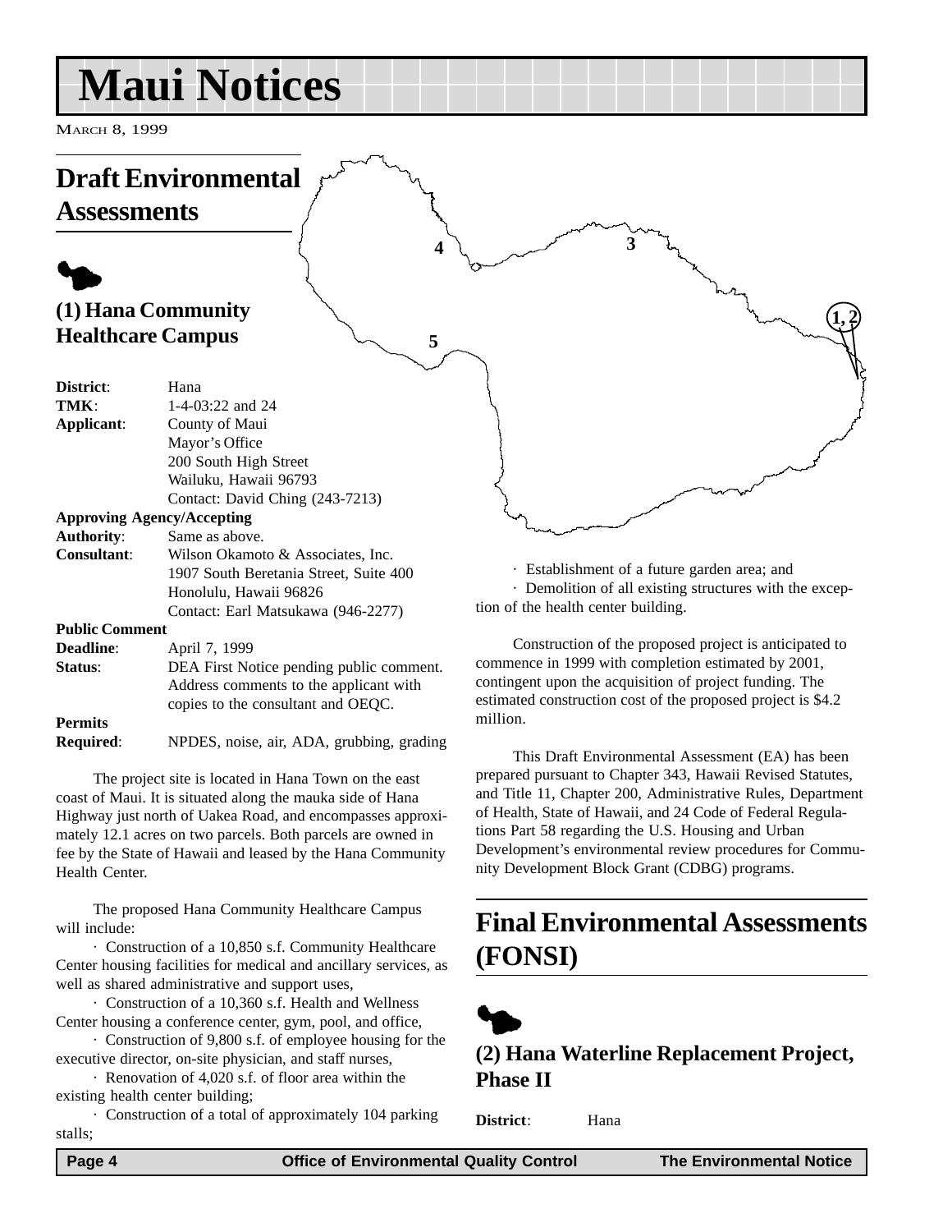# Maui Notices

March 8, 1999

## Draft Environmental Assessments

### (1) Hana Community Healthcare Campus

**District**: Hana
**TMK**: 1-4-03:22 and 24
**Applicant**: County of Maui
Mayor's Office
200 South High Street
Wailuku, Hawaii 96793
Contact: David Ching (243-7213)
**Approving Agency/Accepting Authority**: Same as above.
**Consultant**: Wilson Okamoto & Associates, Inc.
1907 South Beretania Street, Suite 400
Honolulu, Hawaii 96826
Contact: Earl Matsukawa (946-2277)
**Public Comment Deadline**: April 7, 1999
**Status**: DEA First Notice pending public comment. Address comments to the applicant with copies to the consultant and OEQC.
**Permits Required**: NPDES, noise, air, ADA, grubbing, grading

The project site is located in Hana Town on the east coast of Maui. It is situated along the mauka side of Hana Highway just north of Uakea Road, and encompasses approximately 12.1 acres on two parcels. Both parcels are owned in fee by the State of Hawaii and leased by the Hana Community Health Center.

The proposed Hana Community Healthcare Campus will include:

· Construction of a 10,850 s.f. Community Healthcare Center housing facilities for medical and ancillary services, as well as shared administrative and support uses,

· Construction of a 10,360 s.f. Health and Wellness Center housing a conference center, gym, pool, and office,

· Construction of 9,800 s.f. of employee housing for the executive director, on-site physician, and staff nurses,

· Renovation of 4,020 s.f. of floor area within the existing health center building;

· Construction of a total of approximately 104 parking stalls;

· Establishment of a future garden area; and

· Demolition of all existing structures with the exception of the health center building.

Construction of the proposed project is anticipated to commence in 1999 with completion estimated by 2001, contingent upon the acquisition of project funding. The estimated construction cost of the proposed project is $4.2 million.

This Draft Environmental Assessment (EA) has been prepared pursuant to Chapter 343, Hawaii Revised Statutes, and Title 11, Chapter 200, Administrative Rules, Department of Health, State of Hawaii, and 24 Code of Federal Regulations Part 58 regarding the U.S. Housing and Urban Development's environmental review procedures for Community Development Block Grant (CDBG) programs.

## Final Environmental Assessments (FONSI)

### (2) Hana Waterline Replacement Project, Phase II

**District**: Hana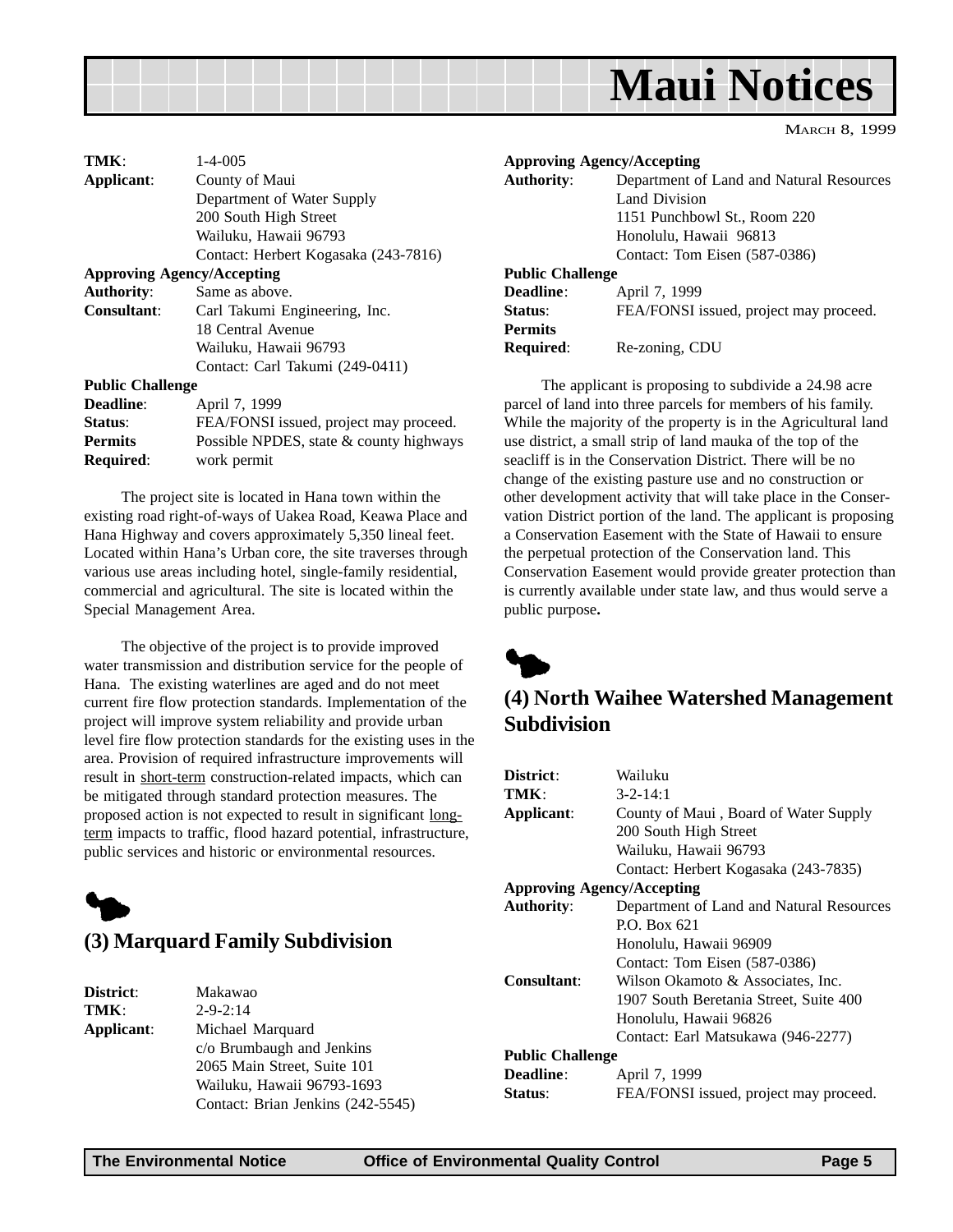| | |
|---|---|
| **TMK**: | 1-4-005 |
| **Applicant**: | County of Maui<br>Department of Water Supply<br>200 South High Street<br>Wailuku, Hawaii 96793<br>Contact: Herbert Kogasaka (243-7816) |
| **Approving Agency/Accepting Authority**: | Same as above. |
| **Consultant**: | Carl Takumi Engineering, Inc.<br>18 Central Avenue<br>Wailuku, Hawaii 96793<br>Contact: Carl Takumi (249-0411) |
| **Public Challenge Deadline**: | April 7, 1999 |
| **Status**: | FEA/FONSI issued, project may proceed. |
| **Permits Required**: | Possible NPDES, state & county highways work permit |

The project site is located in Hana town within the existing road right-of-ways of Uakea Road, Keawa Place and Hana Highway and covers approximately 5,350 lineal feet. Located within Hana's Urban core, the site traverses through various use areas including hotel, single-family residential, commercial and agricultural. The site is located within the Special Management Area.

The objective of the project is to provide improved water transmission and distribution service for the people of Hana. The existing waterlines are aged and do not meet current fire flow protection standards. Implementation of the project will improve system reliability and provide urban level fire flow protection standards for the existing uses in the area. Provision of required infrastructure improvements will result in short-term construction-related impacts, which can be mitigated through standard protection measures. The proposed action is not expected to result in significant long-term impacts to traffic, flood hazard potential, infrastructure, public services and historic or environmental resources.

## (3) Marquard Family Subdivision

| | |
|---|---|
| **District**: | Makawao |
| **TMK**: | 2-9-2:14 |
| **Applicant**: | Michael Marquard<br>c/o Brumbaugh and Jenkins<br>2065 Main Street, Suite 101<br>Wailuku, Hawaii 96793-1693<br>Contact: Brian Jenkins (242-5545) |
| **Approving Agency/Accepting Authority**: | Department of Land and Natural Resources<br>Land Division<br>1151 Punchbowl St., Room 220<br>Honolulu, Hawaii 96813<br>Contact: Tom Eisen (587-0386) |
| **Public Challenge Deadline**: | April 7, 1999 |
| **Status**: | FEA/FONSI issued, project may proceed. |
| **Permits Required**: | Re-zoning, CDU |

The applicant is proposing to subdivide a 24.98 acre parcel of land into three parcels for members of his family. While the majority of the property is in the Agricultural land use district, a small strip of land mauka of the top of the seacliff is in the Conservation District. There will be no change of the existing pasture use and no construction or other development activity that will take place in the Conservation District portion of the land. The applicant is proposing a Conservation Easement with the State of Hawaii to ensure the perpetual protection of the Conservation land. This Conservation Easement would provide greater protection than is currently available under state law, and thus would serve a public purpose**.**

## (4) North Waihee Watershed Management Subdivision

| | |
|---|---|
| **District**: | Wailuku |
| **TMK**: | 3-2-14:1 |
| **Applicant**: | County of Maui , Board of Water Supply<br>200 South High Street<br>Wailuku, Hawaii 96793<br>Contact: Herbert Kogasaka (243-7835) |
| **Approving Agency/Accepting Authority**: | Department of Land and Natural Resources<br>P.O. Box 621<br>Honolulu, Hawaii 96909<br>Contact: Tom Eisen (587-0386) |
| **Consultant**: | Wilson Okamoto & Associates, Inc.<br>1907 South Beretania Street, Suite 400<br>Honolulu, Hawaii 96826<br>Contact: Earl Matsukawa (946-2277) |
| **Public Challenge Deadline**: | April 7, 1999 |
| **Status**: | FEA/FONSI issued, project may proceed. |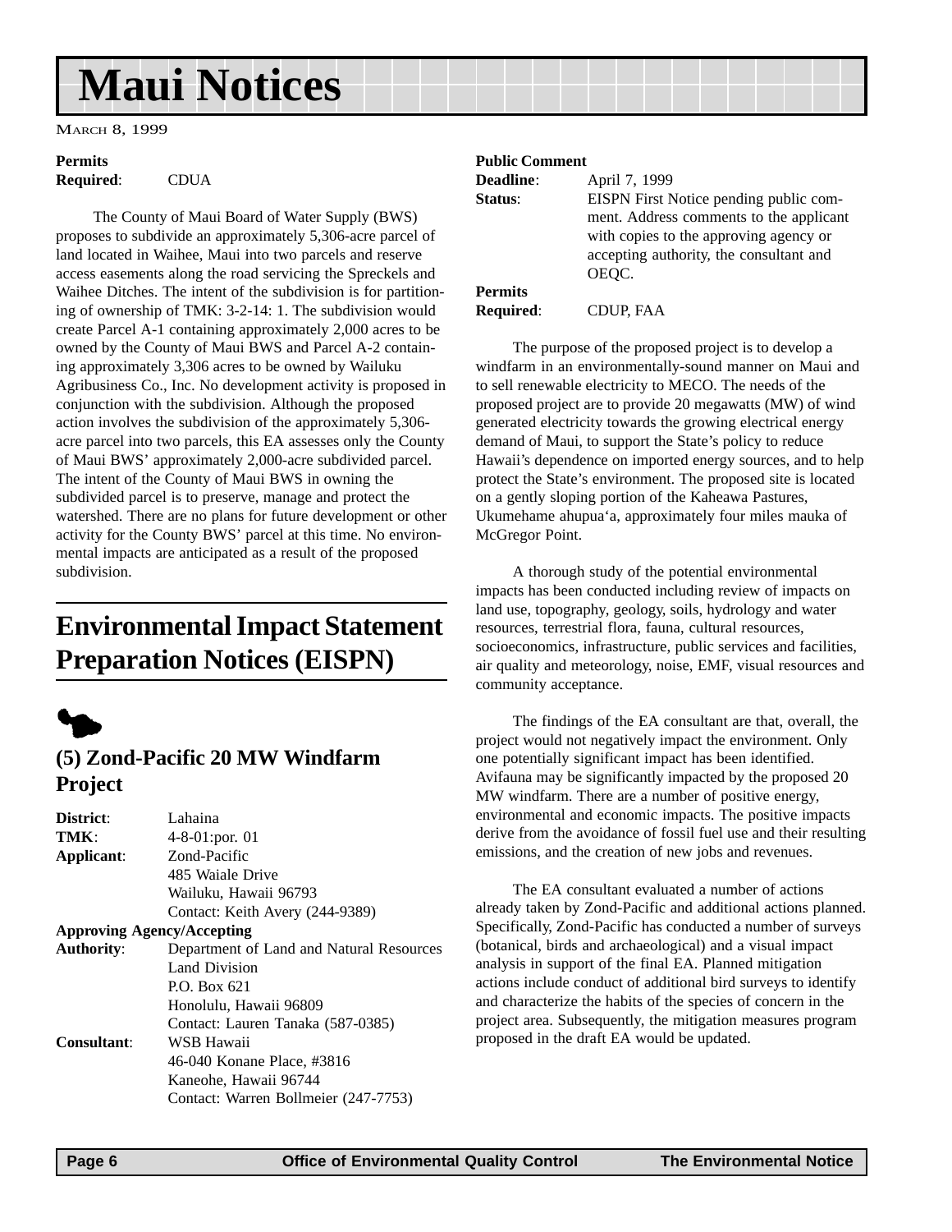# Maui Notices

MARCH 8, 1999

**Permits Required**: CDUA

The County of Maui Board of Water Supply (BWS) proposes to subdivide an approximately 5,306-acre parcel of land located in Waihee, Maui into two parcels and reserve access easements along the road servicing the Spreckels and Waihee Ditches. The intent of the subdivision is for partitioning of ownership of TMK: 3-2-14: 1. The subdivision would create Parcel A-1 containing approximately 2,000 acres to be owned by the County of Maui BWS and Parcel A-2 containing approximately 3,306 acres to be owned by Wailuku Agribusiness Co., Inc. No development activity is proposed in conjunction with the subdivision. Although the proposed action involves the subdivision of the approximately 5,306-acre parcel into two parcels, this EA assesses only the County of Maui BWS' approximately 2,000-acre subdivided parcel. The intent of the County of Maui BWS in owning the subdivided parcel is to preserve, manage and protect the watershed. There are no plans for future development or other activity for the County BWS' parcel at this time. No environmental impacts are anticipated as a result of the proposed subdivision.

## Environmental Impact Statement Preparation Notices (EISPN)

### (5) Zond-Pacific 20 MW Windfarm Project

**District**: Lahaina

**TMK**: 4-8-01:por. 01

**Applicant**: Zond-Pacific
485 Waiale Drive
Wailuku, Hawaii 96793
Contact: Keith Avery (244-9389)

**Approving Agency/Accepting Authority**: Department of Land and Natural Resources
Land Division
P.O. Box 621
Honolulu, Hawaii 96809
Contact: Lauren Tanaka (587-0385)

**Consultant**: WSB Hawaii
46-040 Konane Place, #3816
Kaneohe, Hawaii 96744
Contact: Warren Bollmeier (247-7753)

**Public Comment Deadline**: April 7, 1999

**Status**: EISPN First Notice pending public comment. Address comments to the applicant with copies to the approving agency or accepting authority, the consultant and OEQC.

**Permits Required**: CDUP, FAA

The purpose of the proposed project is to develop a windfarm in an environmentally-sound manner on Maui and to sell renewable electricity to MECO. The needs of the proposed project are to provide 20 megawatts (MW) of wind generated electricity towards the growing electrical energy demand of Maui, to support the State's policy to reduce Hawaii's dependence on imported energy sources, and to help protect the State's environment. The proposed site is located on a gently sloping portion of the Kaheawa Pastures, Ukumehame ahupua'a, approximately four miles mauka of McGregor Point.

A thorough study of the potential environmental impacts has been conducted including review of impacts on land use, topography, geology, soils, hydrology and water resources, terrestrial flora, fauna, cultural resources, socioeconomics, infrastructure, public services and facilities, air quality and meteorology, noise, EMF, visual resources and community acceptance.

The findings of the EA consultant are that, overall, the project would not negatively impact the environment. Only one potentially significant impact has been identified. Avifauna may be significantly impacted by the proposed 20 MW windfarm. There are a number of positive energy, environmental and economic impacts. The positive impacts derive from the avoidance of fossil fuel use and their resulting emissions, and the creation of new jobs and revenues.

The EA consultant evaluated a number of actions already taken by Zond-Pacific and additional actions planned. Specifically, Zond-Pacific has conducted a number of surveys (botanical, birds and archaeological) and a visual impact analysis in support of the final EA. Planned mitigation actions include conduct of additional bird surveys to identify and characterize the habits of the species of concern in the project area. Subsequently, the mitigation measures program proposed in the draft EA would be updated.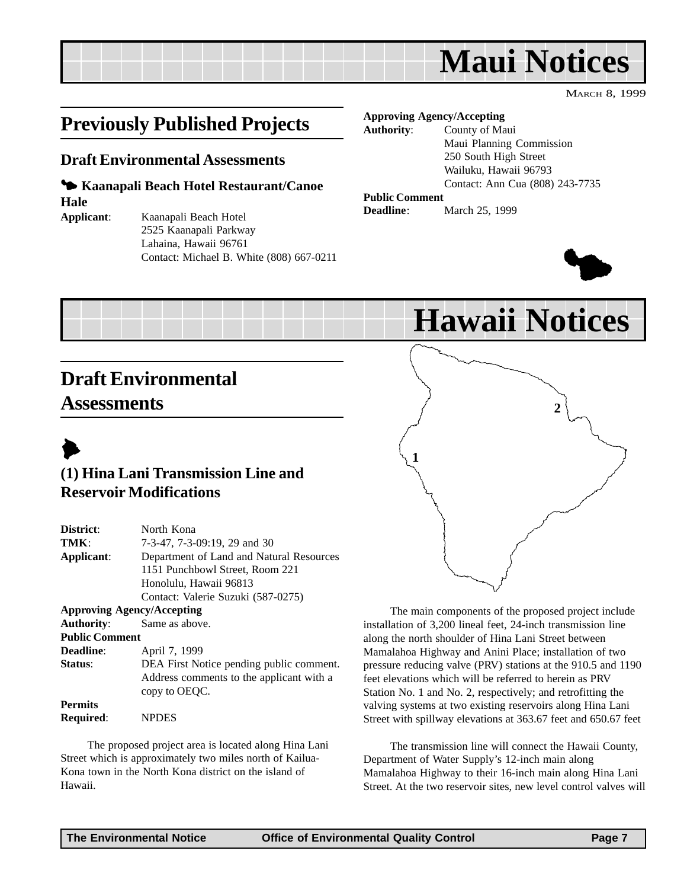# Maui Notices

MARCH 8, 1999

## Previously Published Projects

### Draft Environmental Assessments

#### Kaanapali Beach Hotel Restaurant/Canoe Hale

**Applicant**: Kaanapali Beach Hotel
2525 Kaanapali Parkway
Lahaina, Hawaii 96761
Contact: Michael B. White (808) 667-0211

**Approving Agency/Accepting Authority**: County of Maui
Maui Planning Commission
250 South High Street
Wailuku, Hawaii 96793
Contact: Ann Cua (808) 243-7735

**Public Comment Deadline**: March 25, 1999

# Hawaii Notices

## Draft Environmental Assessments

### (1) Hina Lani Transmission Line and Reservoir Modifications

**District**: North Kona
**TMK**: 7-3-47, 7-3-09:19, 29 and 30
**Applicant**: Department of Land and Natural Resources
1151 Punchbowl Street, Room 221
Honolulu, Hawaii 96813
Contact: Valerie Suzuki (587-0275)

**Approving Agency/Accepting Authority**: Same as above.

**Public Comment Deadline**: April 7, 1999

**Status**: DEA First Notice pending public comment. Address comments to the applicant with a copy to OEQC.

**Permits Required**: NPDES

The proposed project area is located along Hina Lani Street which is approximately two miles north of Kailua-Kona town in the North Kona district on the island of Hawaii.

The main components of the proposed project include installation of 3,200 lineal feet, 24-inch transmission line along the north shoulder of Hina Lani Street between Mamalahoa Highway and Anini Place; installation of two pressure reducing valve (PRV) stations at the 910.5 and 1190 feet elevations which will be referred to herein as PRV Station No. 1 and No. 2, respectively; and retrofitting the valving systems at two existing reservoirs along Hina Lani Street with spillway elevations at 363.67 feet and 650.67 feet

The transmission line will connect the Hawaii County, Department of Water Supply's 12-inch main along Mamalahoa Highway to their 16-inch main along Hina Lani Street. At the two reservoir sites, new level control valves will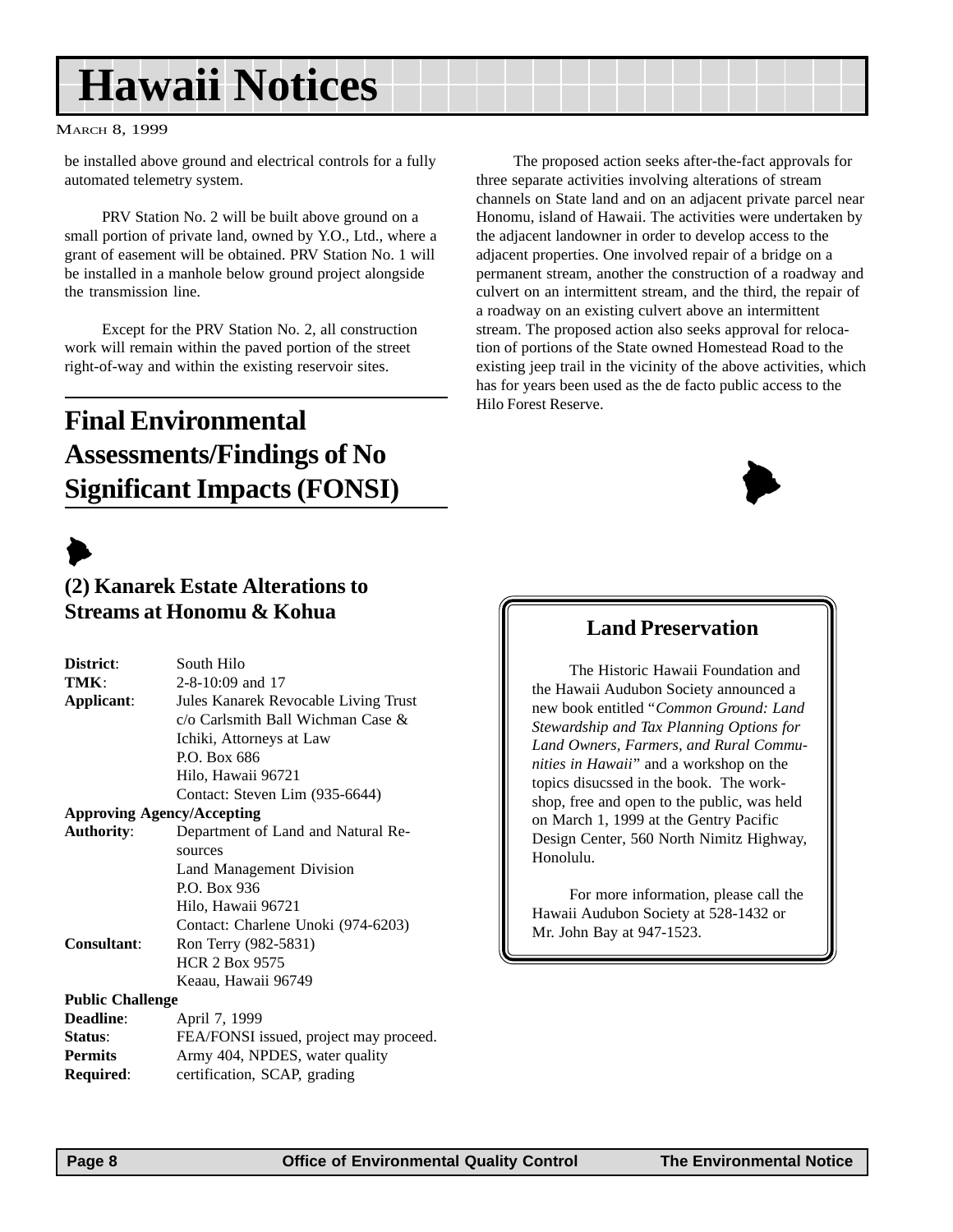be installed above ground and electrical controls for a fully automated telemetry system.

PRV Station No. 2 will be built above ground on a small portion of private land, owned by Y.O., Ltd., where a grant of easement will be obtained. PRV Station No. 1 will be installed in a manhole below ground project alongside the transmission line.

Except for the PRV Station No. 2, all construction work will remain within the paved portion of the street right-of-way and within the existing reservoir sites.

# Final Environmental Assessments/Findings of No Significant Impacts (FONSI)

## (2) Kanarek Estate Alterations to Streams at Honomu & Kohua

**District**: South Hilo
**TMK**: 2-8-10:09 and 17
**Applicant**: Jules Kanarek Revocable Living Trust
c/o Carlsmith Ball Wichman Case & Ichiki, Attorneys at Law
P.O. Box 686
Hilo, Hawaii 96721
Contact: Steven Lim (935-6644)

**Approving Agency/Accepting Authority**: Department of Land and Natural Resources
Land Management Division
P.O. Box 936
Hilo, Hawaii 96721
Contact: Charlene Unoki (974-6203)

**Consultant**: Ron Terry (982-5831)
HCR 2 Box 9575
Keaau, Hawaii 96749

**Public Challenge Deadline**: April 7, 1999
**Status**: FEA/FONSI issued, project may proceed.
**Permits Required**: Army 404, NPDES, water quality certification, SCAP, grading

The proposed action seeks after-the-fact approvals for three separate activities involving alterations of stream channels on State land and on an adjacent private parcel near Honomu, island of Hawaii. The activities were undertaken by the adjacent landowner in order to develop access to the adjacent properties. One involved repair of a bridge on a permanent stream, another the construction of a roadway and culvert on an intermittent stream, and the third, the repair of a roadway on an existing culvert above an intermittent stream. The proposed action also seeks approval for relocation of portions of the State owned Homestead Road to the existing jeep trail in the vicinity of the above activities, which has for years been used as the de facto public access to the Hilo Forest Reserve.

### Land Preservation

The Historic Hawaii Foundation and the Hawaii Audubon Society announced a new book entitled "*Common Ground: Land Stewardship and Tax Planning Options for Land Owners, Farmers, and Rural Communities in Hawaii*" and a workshop on the topics disucssed in the book. The workshop, free and open to the public, was held on March 1, 1999 at the Gentry Pacific Design Center, 560 North Nimitz Highway, Honolulu.

For more information, please call the Hawaii Audubon Society at 528-1432 or Mr. John Bay at 947-1523.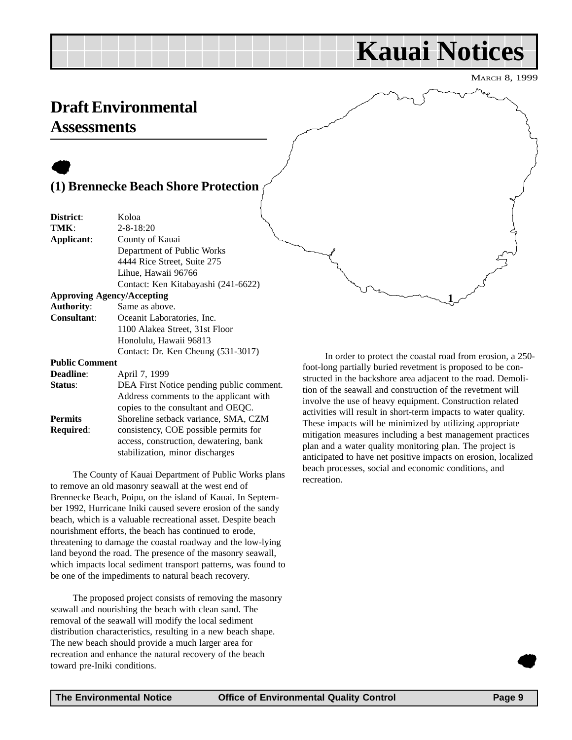# Kauai Notices

MARCH 8, 1999

## Draft Environmental Assessments

### (1) Brennecke Beach Shore Protection

**District**: Koloa
**TMK**: 2-8-18:20
**Applicant**: County of Kauai
Department of Public Works
4444 Rice Street, Suite 275
Lihue, Hawaii 96766
Contact: Ken Kitabayashi (241-6622)

**Approving Agency/Accepting Authority**: Same as above.

**Consultant**: Oceanit Laboratories, Inc.
1100 Alakea Street, 31st Floor
Honolulu, Hawaii 96813
Contact: Dr. Ken Cheung (531-3017)

**Public Comment Deadline**: April 7, 1999

**Status**: DEA First Notice pending public comment. Address comments to the applicant with copies to the consultant and OEQC.

**Permits Required**: Shoreline setback variance, SMA, CZM consistency, COE possible permits for access, construction, dewatering, bank stabilization, minor discharges

The County of Kauai Department of Public Works plans to remove an old masonry seawall at the west end of Brennecke Beach, Poipu, on the island of Kauai. In September 1992, Hurricane Iniki caused severe erosion of the sandy beach, which is a valuable recreational asset. Despite beach nourishment efforts, the beach has continued to erode, threatening to damage the coastal roadway and the low-lying land beyond the road. The presence of the masonry seawall, which impacts local sediment transport patterns, was found to be one of the impediments to natural beach recovery.

The proposed project consists of removing the masonry seawall and nourishing the beach with clean sand. The removal of the seawall will modify the local sediment distribution characteristics, resulting in a new beach shape. The new beach should provide a much larger area for recreation and enhance the natural recovery of the beach toward pre-Iniki conditions.

In order to protect the coastal road from erosion, a 250-foot-long partially buried revetment is proposed to be constructed in the backshore area adjacent to the road. Demolition of the seawall and construction of the revetment will involve the use of heavy equipment. Construction related activities will result in short-term impacts to water quality. These impacts will be minimized by utilizing appropriate mitigation measures including a best management practices plan and a water quality monitoring plan. The project is anticipated to have net positive impacts on erosion, localized beach processes, social and economic conditions, and recreation.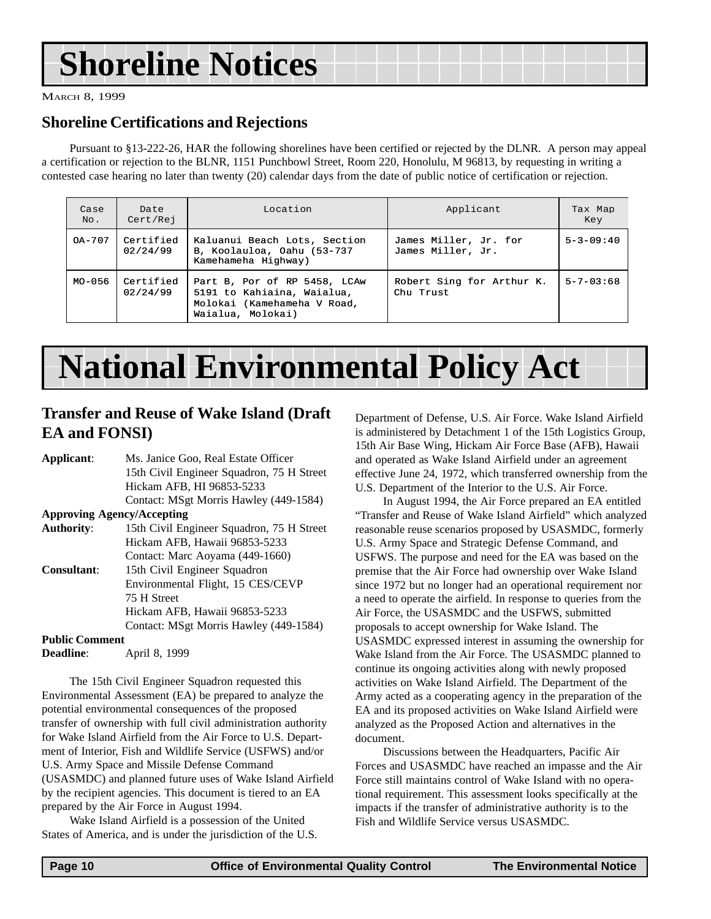# Shoreline Notices

MARCH 8, 1999

## Shoreline Certifications and Rejections

Pursuant to §13-222-26, HAR the following shorelines have been certified or rejected by the DLNR. A person may appeal a certification or rejection to the BLNR, 1151 Punchbowl Street, Room 220, Honolulu, M 96813, by requesting in writing a contested case hearing no later than twenty (20) calendar days from the date of public notice of certification or rejection.

| Case No. | Date Cert/Rej | Location | Applicant | Tax Map Key |
|---|---|---|---|---|
| OA-707 | Certified 02/24/99 | Kaluanui Beach Lots, Section B, Koolauloa, Oahu (53-737 Kamehameha Highway) | James Miller, Jr. for James Miller, Jr. | 5-3-09:40 |
| MO-056 | Certified 02/24/99 | Part B, Por of RP 5458, LCAw 5191 to Kahiaina, Waialua, Molokai (Kamehameha V Road, Waialua, Molokai) | Robert Sing for Arthur K. Chu Trust | 5-7-03:68 |

# National Environmental Policy Act

## Transfer and Reuse of Wake Island (Draft EA and FONSI)

**Applicant**: Ms. Janice Goo, Real Estate Officer
15th Civil Engineer Squadron, 75 H Street
Hickam AFB, HI 96853-5233
Contact: MSgt Morris Hawley (449-1584)

**Approving Agency/Accepting Authority**: 15th Civil Engineer Squadron, 75 H Street
Hickam AFB, Hawaii 96853-5233
Contact: Marc Aoyama (449-1660)

**Consultant**: 15th Civil Engineer Squadron
Environmental Flight, 15 CES/CEVP
75 H Street
Hickam AFB, Hawaii 96853-5233
Contact: MSgt Morris Hawley (449-1584)

**Public Comment Deadline**: April 8, 1999

The 15th Civil Engineer Squadron requested this Environmental Assessment (EA) be prepared to analyze the potential environmental consequences of the proposed transfer of ownership with full civil administration authority for Wake Island Airfield from the Air Force to U.S. Department of Interior, Fish and Wildlife Service (USFWS) and/or U.S. Army Space and Missile Defense Command (USASMDC) and planned future uses of Wake Island Airfield by the recipient agencies. This document is tiered to an EA prepared by the Air Force in August 1994.

Wake Island Airfield is a possession of the United States of America, and is under the jurisdiction of the U.S. Department of Defense, U.S. Air Force. Wake Island Airfield is administered by Detachment 1 of the 15th Logistics Group, 15th Air Base Wing, Hickam Air Force Base (AFB), Hawaii and operated as Wake Island Airfield under an agreement effective June 24, 1972, which transferred ownership from the U.S. Department of the Interior to the U.S. Air Force.

In August 1994, the Air Force prepared an EA entitled "Transfer and Reuse of Wake Island Airfield" which analyzed reasonable reuse scenarios proposed by USASMDC, formerly U.S. Army Space and Strategic Defense Command, and USFWS. The purpose and need for the EA was based on the premise that the Air Force had ownership over Wake Island since 1972 but no longer had an operational requirement nor a need to operate the airfield. In response to queries from the Air Force, the USASMDC and the USFWS, submitted proposals to accept ownership for Wake Island. The USASMDC expressed interest in assuming the ownership for Wake Island from the Air Force. The USASMDC planned to continue its ongoing activities along with newly proposed activities on Wake Island Airfield. The Department of the Army acted as a cooperating agency in the preparation of the EA and its proposed activities on Wake Island Airfield were analyzed as the Proposed Action and alternatives in the document.

Discussions between the Headquarters, Pacific Air Forces and USASMDC have reached an impasse and the Air Force still maintains control of Wake Island with no operational requirement. This assessment looks specifically at the impacts if the transfer of administrative authority is to the Fish and Wildlife Service versus USASMDC.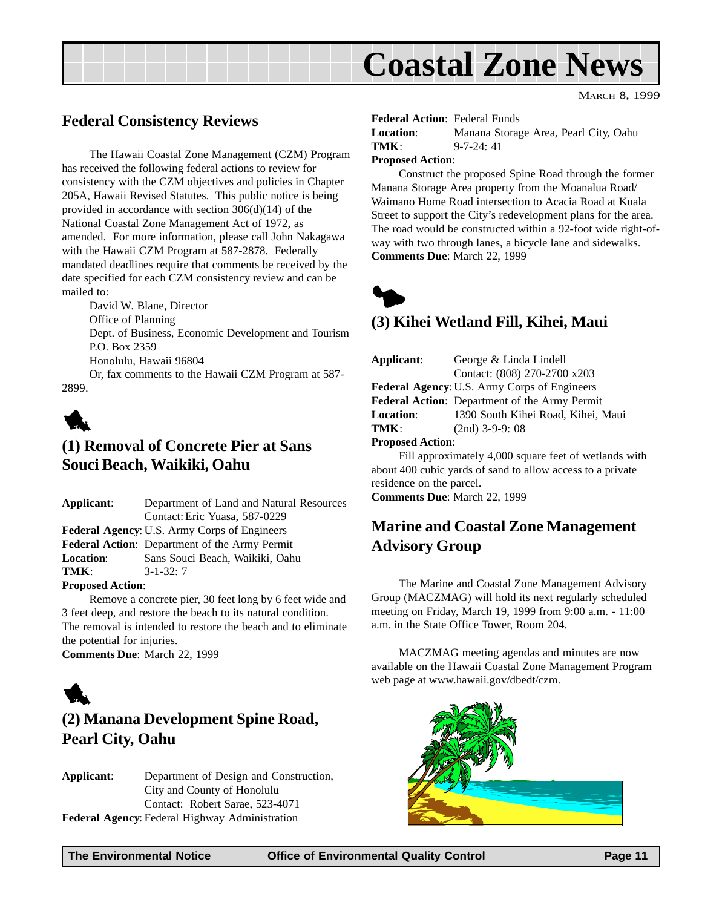# Coastal Zone News

MARCH 8, 1999

## Federal Consistency Reviews

The Hawaii Coastal Zone Management (CZM) Program has received the following federal actions to review for consistency with the CZM objectives and policies in Chapter 205A, Hawaii Revised Statutes. This public notice is being provided in accordance with section 306(d)(14) of the National Coastal Zone Management Act of 1972, as amended. For more information, please call John Nakagawa with the Hawaii CZM Program at 587-2878. Federally mandated deadlines require that comments be received by the date specified for each CZM consistency review and can be mailed to:

David W. Blane, Director
Office of Planning
Dept. of Business, Economic Development and Tourism
P.O. Box 2359
Honolulu, Hawaii 96804

Or, fax comments to the Hawaii CZM Program at 587-2899.

## (1) Removal of Concrete Pier at Sans Souci Beach, Waikiki, Oahu

**Applicant**: Department of Land and Natural Resources
Contact: Eric Yuasa, 587-0229
**Federal Agency**: U.S. Army Corps of Engineers
**Federal Action**: Department of the Army Permit
**Location**: Sans Souci Beach, Waikiki, Oahu
**TMK**: 3-1-32: 7
**Proposed Action**:

Remove a concrete pier, 30 feet long by 6 feet wide and 3 feet deep, and restore the beach to its natural condition. The removal is intended to restore the beach and to eliminate the potential for injuries.

**Comments Due**: March 22, 1999

## (2) Manana Development Spine Road, Pearl City, Oahu

**Applicant**: Department of Design and Construction, City and County of Honolulu
Contact: Robert Sarae, 523-4071
**Federal Agency**: Federal Highway Administration
**Federal Action**: Federal Funds
**Location**: Manana Storage Area, Pearl City, Oahu
**TMK**: 9-7-24: 41
**Proposed Action**:

Construct the proposed Spine Road through the former Manana Storage Area property from the Moanalua Road/ Waimano Home Road intersection to Acacia Road at Kuala Street to support the City's redevelopment plans for the area. The road would be constructed within a 92-foot wide right-of-way with two through lanes, a bicycle lane and sidewalks.

**Comments Due**: March 22, 1999

## (3) Kihei Wetland Fill, Kihei, Maui

**Applicant**: George & Linda Lindell
Contact: (808) 270-2700 x203
**Federal Agency**: U.S. Army Corps of Engineers
**Federal Action**: Department of the Army Permit
**Location**: 1390 South Kihei Road, Kihei, Maui
**TMK**: (2nd) 3-9-9: 08
**Proposed Action**:

Fill approximately 4,000 square feet of wetlands with about 400 cubic yards of sand to allow access to a private residence on the parcel.

**Comments Due**: March 22, 1999

## Marine and Coastal Zone Management Advisory Group

The Marine and Coastal Zone Management Advisory Group (MACZMAG) will hold its next regularly scheduled meeting on Friday, March 19, 1999 from 9:00 a.m. - 11:00 a.m. in the State Office Tower, Room 204.

MACZMAG meeting agendas and minutes are now available on the Hawaii Coastal Zone Management Program web page at www.hawaii.gov/dbedt/czm.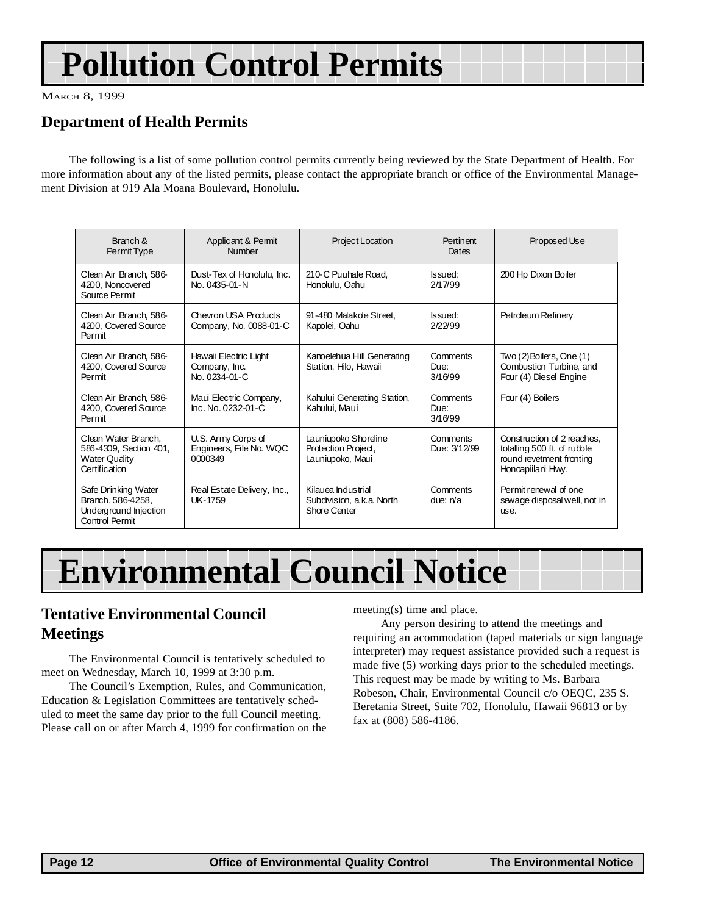# Pollution Control Permits

MARCH 8, 1999

## Department of Health Permits

The following is a list of some pollution control permits currently being reviewed by the State Department of Health. For more information about any of the listed permits, please contact the appropriate branch or office of the Environmental Management Division at 919 Ala Moana Boulevard, Honolulu.

| Branch & Permit Type | Applicant & Permit Number | Project Location | Pertinent Dates | Proposed Use |
|---|---|---|---|---|
| Clean Air Branch, 586-4200, Noncovered Source Permit | Dust-Tex of Honolulu, Inc. No. 0435-01-N | 210-C Puuhale Road, Honolulu, Oahu | Issued: 2/17/99 | 200 Hp Dixon Boiler |
| Clean Air Branch, 586-4200, Covered Source Permit | Chevron USA Products Company, No. 0088-01-C | 91-480 Malakole Street, Kapolei, Oahu | Issued: 2/22/99 | Petroleum Refinery |
| Clean Air Branch, 586-4200, Covered Source Permit | Hawaii Electric Light Company, Inc. No. 0234-01-C | Kanoelehua Hill Generating Station, Hilo, Hawaii | Comments Due: 3/16/99 | Two (2) Boilers, One (1) Combustion Turbine, and Four (4) Diesel Engine |
| Clean Air Branch, 586-4200, Covered Source Permit | Maui Electric Company, Inc. No. 0232-01-C | Kahului Generating Station, Kahului, Maui | Comments Due: 3/16/99 | Four (4) Boilers |
| Clean Water Branch, 586-4309, Section 401, Water Quality Certification | U.S. Army Corps of Engineers, File No. WQC 0000349 | Launiupoko Shoreline Protection Project, Launiupoko, Maui | Comments Due: 3/12/99 | Construction of 2 reaches, totalling 500 ft. of rubble round revetment fronting Honoapiilani Hwy. |
| Safe Drinking Water Branch, 586-4258, Underground Injection Control Permit | Real Estate Delivery, Inc., UK-1759 | Kilauea Industrial Subdivision, a.k.a. North Shore Center | Comments due: n/a | Permit renewal of one sewage disposal well, not in use. |

# Environmental Council Notice

## Tentative Environmental Council Meetings

The Environmental Council is tentatively scheduled to meet on Wednesday, March 10, 1999 at 3:30 p.m.

The Council's Exemption, Rules, and Communication, Education & Legislation Committees are tentatively scheduled to meet the same day prior to the full Council meeting. Please call on or after March 4, 1999 for confirmation on the meeting(s) time and place.

Any person desiring to attend the meetings and requiring an acommodation (taped materials or sign language interpreter) may request assistance provided such a request is made five (5) working days prior to the scheduled meetings. This request may be made by writing to Ms. Barbara Robeson, Chair, Environmental Council c/o OEQC, 235 S. Beretania Street, Suite 702, Honolulu, Hawaii 96813 or by fax at (808) 586-4186.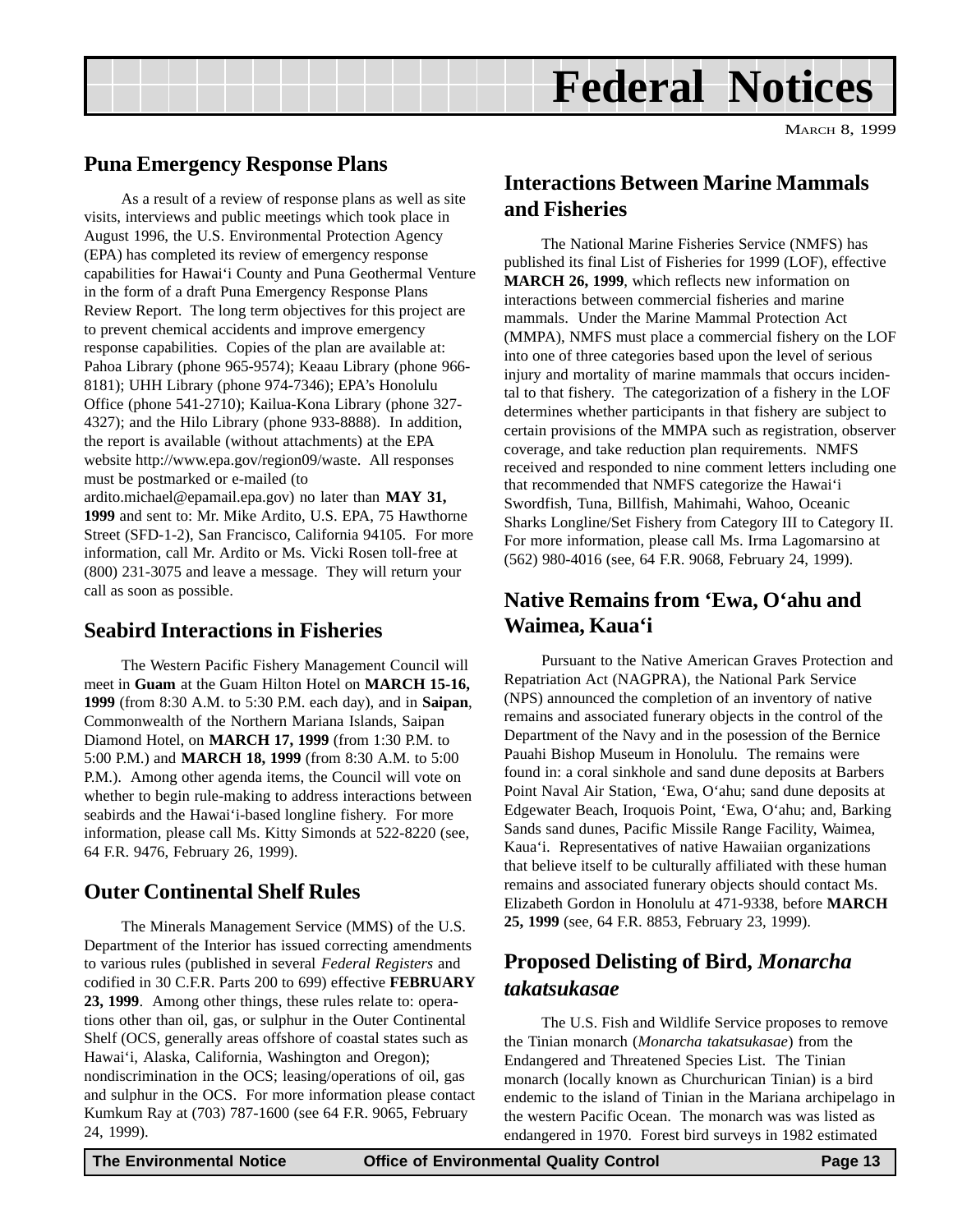# Federal Notices

MARCH 8, 1999

## Puna Emergency Response Plans

As a result of a review of response plans as well as site visits, interviews and public meetings which took place in August 1996, the U.S. Environmental Protection Agency (EPA) has completed its review of emergency response capabilities for Hawai‘i County and Puna Geothermal Venture in the form of a draft Puna Emergency Response Plans Review Report. The long term objectives for this project are to prevent chemical accidents and improve emergency response capabilities. Copies of the plan are available at: Pahoa Library (phone 965-9574); Keaau Library (phone 966-8181); UHH Library (phone 974-7346); EPA's Honolulu Office (phone 541-2710); Kailua-Kona Library (phone 327-4327); and the Hilo Library (phone 933-8888). In addition, the report is available (without attachments) at the EPA website http://www.epa.gov/region09/waste. All responses must be postmarked or e-mailed (to ardito.michael@epamail.epa.gov) no later than **MAY 31, 1999** and sent to: Mr. Mike Ardito, U.S. EPA, 75 Hawthorne Street (SFD-1-2), San Francisco, California 94105. For more information, call Mr. Ardito or Ms. Vicki Rosen toll-free at (800) 231-3075 and leave a message. They will return your call as soon as possible.

## Seabird Interactions in Fisheries

The Western Pacific Fishery Management Council will meet in **Guam** at the Guam Hilton Hotel on **MARCH 15-16, 1999** (from 8:30 A.M. to 5:30 P.M. each day), and in **Saipan**, Commonwealth of the Northern Mariana Islands, Saipan Diamond Hotel, on **MARCH 17, 1999** (from 1:30 P.M. to 5:00 P.M.) and **MARCH 18, 1999** (from 8:30 A.M. to 5:00 P.M.). Among other agenda items, the Council will vote on whether to begin rule-making to address interactions between seabirds and the Hawai‘i-based longline fishery. For more information, please call Ms. Kitty Simonds at 522-8220 (see, 64 F.R. 9476, February 26, 1999).

## Outer Continental Shelf Rules

The Minerals Management Service (MMS) of the U.S. Department of the Interior has issued correcting amendments to various rules (published in several *Federal Registers* and codified in 30 C.F.R. Parts 200 to 699) effective **FEBRUARY 23, 1999**. Among other things, these rules relate to: operations other than oil, gas, or sulphur in the Outer Continental Shelf (OCS, generally areas offshore of coastal states such as Hawai‘i, Alaska, California, Washington and Oregon); nondiscrimination in the OCS; leasing/operations of oil, gas and sulphur in the OCS. For more information please contact Kumkum Ray at (703) 787-1600 (see 64 F.R. 9065, February 24, 1999).

## Interactions Between Marine Mammals and Fisheries

The National Marine Fisheries Service (NMFS) has published its final List of Fisheries for 1999 (LOF), effective **MARCH 26, 1999**, which reflects new information on interactions between commercial fisheries and marine mammals. Under the Marine Mammal Protection Act (MMPA), NMFS must place a commercial fishery on the LOF into one of three categories based upon the level of serious injury and mortality of marine mammals that occurs incidental to that fishery. The categorization of a fishery in the LOF determines whether participants in that fishery are subject to certain provisions of the MMPA such as registration, observer coverage, and take reduction plan requirements. NMFS received and responded to nine comment letters including one that recommended that NMFS categorize the Hawai‘i Swordfish, Tuna, Billfish, Mahimahi, Wahoo, Oceanic Sharks Longline/Set Fishery from Category III to Category II. For more information, please call Ms. Irma Lagomarsino at (562) 980-4016 (see, 64 F.R. 9068, February 24, 1999).

## Native Remains from ‘Ewa, O‘ahu and Waimea, Kaua‘i

Pursuant to the Native American Graves Protection and Repatriation Act (NAGPRA), the National Park Service (NPS) announced the completion of an inventory of native remains and associated funerary objects in the control of the Department of the Navy and in the posession of the Bernice Pauahi Bishop Museum in Honolulu. The remains were found in: a coral sinkhole and sand dune deposits at Barbers Point Naval Air Station, ‘Ewa, O‘ahu; sand dune deposits at Edgewater Beach, Iroquois Point, ‘Ewa, O‘ahu; and, Barking Sands sand dunes, Pacific Missile Range Facility, Waimea, Kaua‘i. Representatives of native Hawaiian organizations that believe itself to be culturally affiliated with these human remains and associated funerary objects should contact Ms. Elizabeth Gordon in Honolulu at 471-9338, before **MARCH 25, 1999** (see, 64 F.R. 8853, February 23, 1999).

## Proposed Delisting of Bird, *Monarcha takatsukasae*

The U.S. Fish and Wildlife Service proposes to remove the Tinian monarch (*Monarcha takatsukasae*) from the Endangered and Threatened Species List. The Tinian monarch (locally known as Churchurican Tinian) is a bird endemic to the island of Tinian in the Mariana archipelago in the western Pacific Ocean. The monarch was was listed as endangered in 1970. Forest bird surveys in 1982 estimated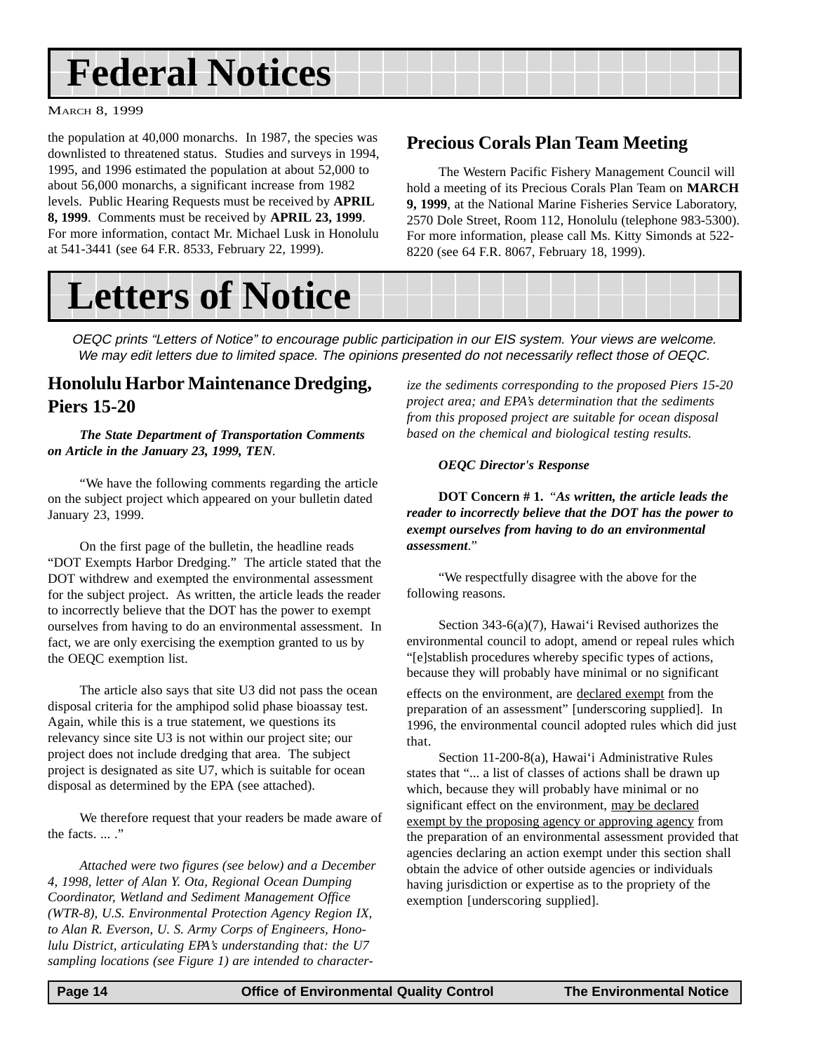# Federal Notices

the population at 40,000 monarchs. In 1987, the species was downlisted to threatened status. Studies and surveys in 1994, 1995, and 1996 estimated the population at about 52,000 to about 56,000 monarchs, a significant increase from 1982 levels. Public Hearing Requests must be received by **APRIL 8, 1999**. Comments must be received by **APRIL 23, 1999**. For more information, contact Mr. Michael Lusk in Honolulu at 541-3441 (see 64 F.R. 8533, February 22, 1999).

## Precious Corals Plan Team Meeting

The Western Pacific Fishery Management Council will hold a meeting of its Precious Corals Plan Team on **MARCH 9, 1999**, at the National Marine Fisheries Service Laboratory, 2570 Dole Street, Room 112, Honolulu (telephone 983-5300). For more information, please call Ms. Kitty Simonds at 522-8220 (see 64 F.R. 8067, February 18, 1999).

# Letters of Notice

*OEQC prints "Letters of Notice" to encourage public participation in our EIS system. Your views are welcome. We may edit letters due to limited space. The opinions presented do not necessarily reflect those of OEQC.*

## Honolulu Harbor Maintenance Dredging, Piers 15-20

***The State Department of Transportation Comments on Article in the January 23, 1999, TEN***.

"We have the following comments regarding the article on the subject project which appeared on your bulletin dated January 23, 1999.

On the first page of the bulletin, the headline reads "DOT Exempts Harbor Dredging." The article stated that the DOT withdrew and exempted the environmental assessment for the subject project. As written, the article leads the reader to incorrectly believe that the DOT has the power to exempt ourselves from having to do an environmental assessment. In fact, we are only exercising the exemption granted to us by the OEQC exemption list.

The article also says that site U3 did not pass the ocean disposal criteria for the amphipod solid phase bioassay test. Again, while this is a true statement, we questions its relevancy since site U3 is not within our project site; our project does not include dredging that area. The subject project is designated as site U7, which is suitable for ocean disposal as determined by the EPA (see attached).

We therefore request that your readers be made aware of the facts. ... ."

*Attached were two figures (see below) and a December 4, 1998, letter of Alan Y. Ota, Regional Ocean Dumping Coordinator, Wetland and Sediment Management Office (WTR-8), U.S. Environmental Protection Agency Region IX, to Alan R. Everson, U. S. Army Corps of Engineers, Honolulu District, articulating EPA's understanding that: the U7 sampling locations (see Figure 1) are intended to characterize the sediments corresponding to the proposed Piers 15-20 project area; and EPA's determination that the sediments from this proposed project are suitable for ocean disposal based on the chemical and biological testing results.*

***OEQC Director's Response***

**DOT Concern # 1.** "***As written, the article leads the reader to incorrectly believe that the DOT has the power to exempt ourselves from having to do an environmental assessment***."

"We respectfully disagree with the above for the following reasons.

Section 343-6(a)(7), Hawai'i Revised authorizes the environmental council to adopt, amend or repeal rules which "[e]stablish procedures whereby specific types of actions, because they will probably have minimal or no significant effects on the environment, are <u>declared exempt</u> from the preparation of an assessment" [underscoring supplied]. In 1996, the environmental council adopted rules which did just that.

Section 11-200-8(a), Hawai'i Administrative Rules states that "... a list of classes of actions shall be drawn up which, because they will probably have minimal or no significant effect on the environment, <u>may be declared exempt by the proposing agency or approving agency</u> from the preparation of an environmental assessment provided that agencies declaring an action exempt under this section shall obtain the advice of other outside agencies or individuals having jurisdiction or expertise as to the propriety of the exemption [underscoring supplied].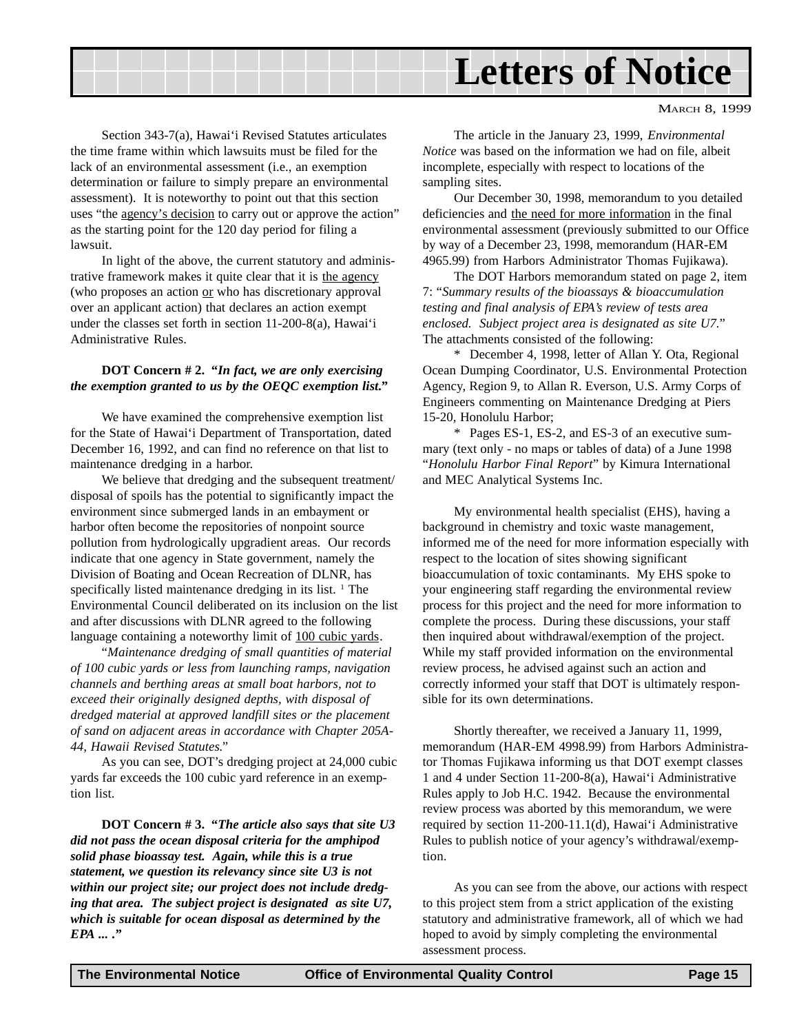# Letters of Notice

Section 343-7(a), Hawai'i Revised Statutes articulates the time frame within which lawsuits must be filed for the lack of an environmental assessment (i.e., an exemption determination or failure to simply prepare an environmental assessment). It is noteworthy to point out that this section uses "the agency's decision to carry out or approve the action" as the starting point for the 120 day period for filing a lawsuit.

In light of the above, the current statutory and administrative framework makes it quite clear that it is the agency (who proposes an action or who has discretionary approval over an applicant action) that declares an action exempt under the classes set forth in section 11-200-8(a), Hawai'i Administrative Rules.

**DOT Concern # 2. *"In fact, we are only exercising the exemption granted to us by the OEQC exemption list."***

We have examined the comprehensive exemption list for the State of Hawai'i Department of Transportation, dated December 16, 1992, and can find no reference on that list to maintenance dredging in a harbor.

We believe that dredging and the subsequent treatment/disposal of spoils has the potential to significantly impact the environment since submerged lands in an embayment or harbor often become the repositories of nonpoint source pollution from hydrologically upgradient areas. Our records indicate that one agency in State government, namely the Division of Boating and Ocean Recreation of DLNR, has specifically listed maintenance dredging in its list. [1] The Environmental Council deliberated on its inclusion on the list and after discussions with DLNR agreed to the following language containing a noteworthy limit of 100 cubic yards.

"*Maintenance dredging of small quantities of material of 100 cubic yards or less from launching ramps, navigation channels and berthing areas at small boat harbors, not to exceed their originally designed depths, with disposal of dredged material at approved landfill sites or the placement of sand on adjacent areas in accordance with Chapter 205A-44, Hawaii Revised Statutes.*"

As you can see, DOT's dredging project at 24,000 cubic yards far exceeds the 100 cubic yard reference in an exemption list.

**DOT Concern # 3. *"The article also says that site U3 did not pass the ocean disposal criteria for the amphipod solid phase bioassay test. Again, while this is a true statement, we question its relevancy since site U3 is not within our project site; our project does not include dredging that area. The subject project is designated as site U7, which is suitable for ocean disposal as determined by the EPA ... ."***

The article in the January 23, 1999, *Environmental Notice* was based on the information we had on file, albeit incomplete, especially with respect to locations of the sampling sites.

Our December 30, 1998, memorandum to you detailed deficiencies and the need for more information in the final environmental assessment (previously submitted to our Office by way of a December 23, 1998, memorandum (HAR-EM 4965.99) from Harbors Administrator Thomas Fujikawa).

The DOT Harbors memorandum stated on page 2, item 7: "*Summary results of the bioassays & bioaccumulation testing and final analysis of EPA's review of tests area enclosed. Subject project area is designated as site U7.*" The attachments consisted of the following:

* December 4, 1998, letter of Allan Y. Ota, Regional Ocean Dumping Coordinator, U.S. Environmental Protection Agency, Region 9, to Allan R. Everson, U.S. Army Corps of Engineers commenting on Maintenance Dredging at Piers 15-20, Honolulu Harbor;

* Pages ES-1, ES-2, and ES-3 of an executive summary (text only - no maps or tables of data) of a June 1998 "*Honolulu Harbor Final Report*" by Kimura International and MEC Analytical Systems Inc.

My environmental health specialist (EHS), having a background in chemistry and toxic waste management, informed me of the need for more information especially with respect to the location of sites showing significant bioaccumulation of toxic contaminants. My EHS spoke to your engineering staff regarding the environmental review process for this project and the need for more information to complete the process. During these discussions, your staff then inquired about withdrawal/exemption of the project. While my staff provided information on the environmental review process, he advised against such an action and correctly informed your staff that DOT is ultimately responsible for its own determinations.

Shortly thereafter, we received a January 11, 1999, memorandum (HAR-EM 4998.99) from Harbors Administrator Thomas Fujikawa informing us that DOT exempt classes 1 and 4 under Section 11-200-8(a), Hawai'i Administrative Rules apply to Job H.C. 1942. Because the environmental review process was aborted by this memorandum, we were required by section 11-200-11.1(d), Hawai'i Administrative Rules to publish notice of your agency's withdrawal/exemption.

As you can see from the above, our actions with respect to this project stem from a strict application of the existing statutory and administrative framework, all of which we had hoped to avoid by simply completing the environmental assessment process.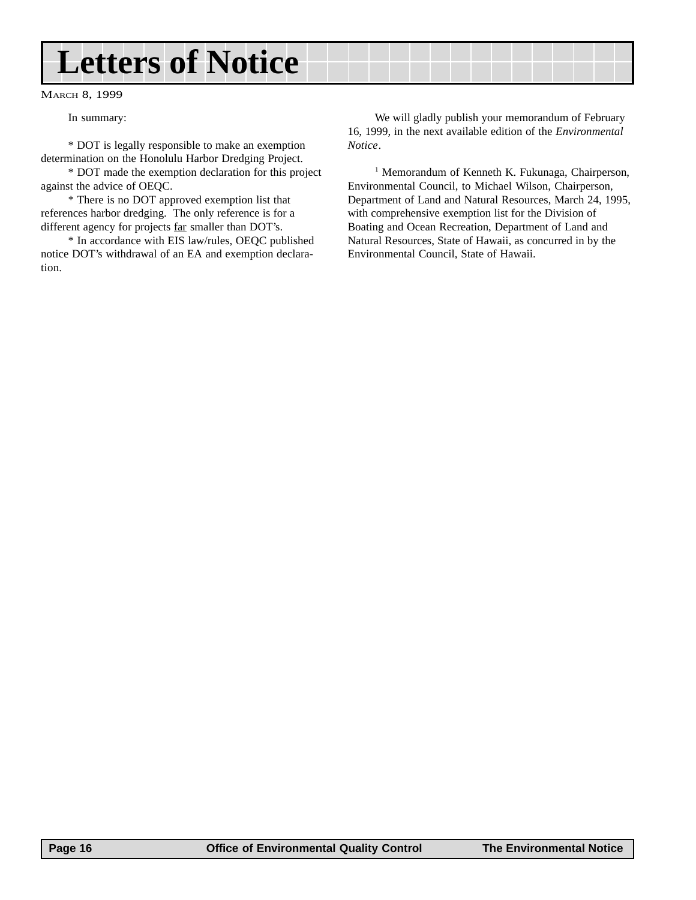# Letters of Notice

MARCH 8, 1999

In summary:

* DOT is legally responsible to make an exemption determination on the Honolulu Harbor Dredging Project.

* DOT made the exemption declaration for this project against the advice of OEQC.

* There is no DOT approved exemption list that references harbor dredging. The only reference is for a different agency for projects <u>far</u> smaller than DOT's.

* In accordance with EIS law/rules, OEQC published notice DOT's withdrawal of an EA and exemption declaration.

We will gladly publish your memorandum of February 16, 1999, in the next available edition of the *Environmental Notice*.

[1] Memorandum of Kenneth K. Fukunaga, Chairperson, Environmental Council, to Michael Wilson, Chairperson, Department of Land and Natural Resources, March 24, 1995, with comprehensive exemption list for the Division of Boating and Ocean Recreation, Department of Land and Natural Resources, State of Hawaii, as concurred in by the Environmental Council, State of Hawaii.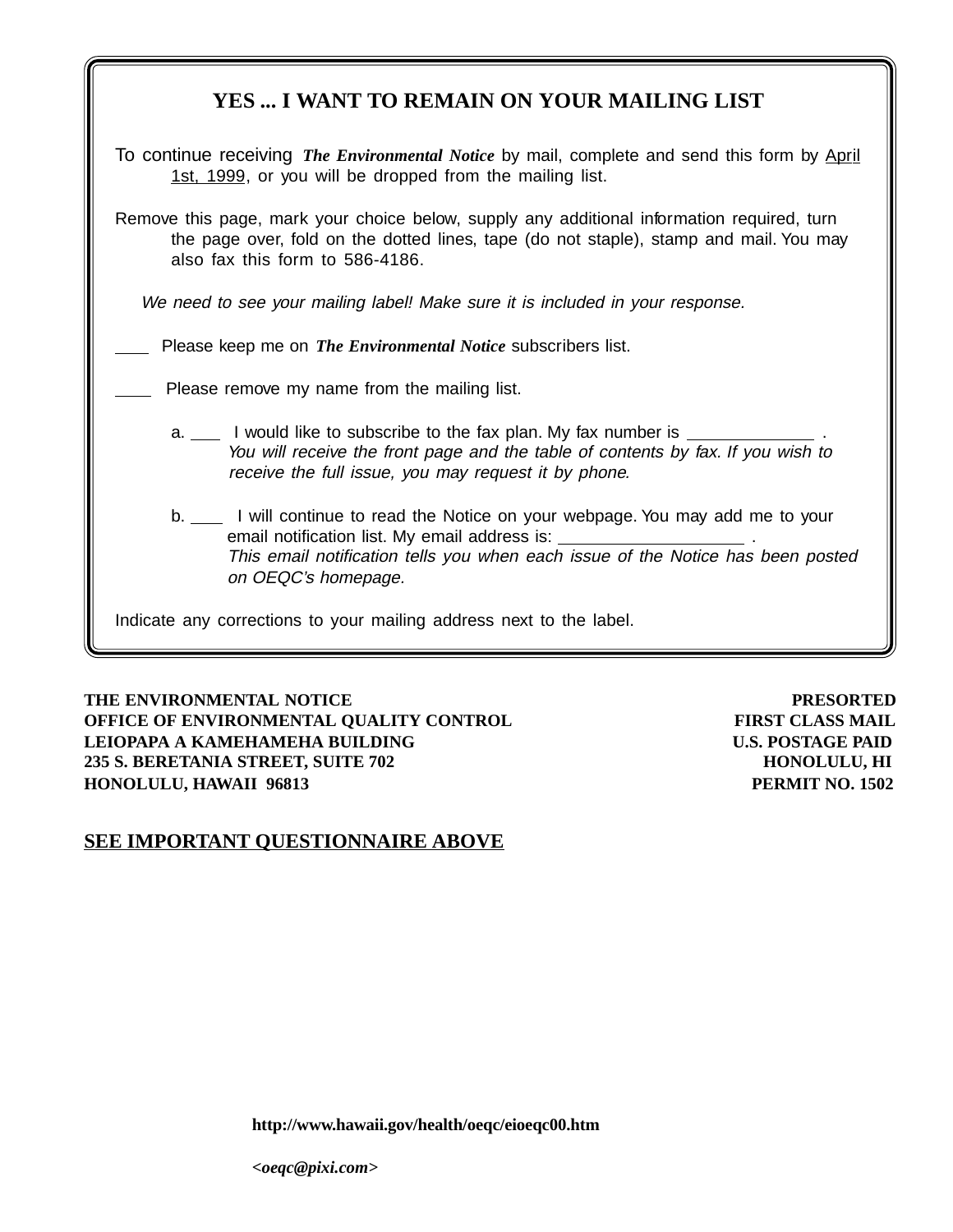## YES ... I WANT TO REMAIN ON YOUR MAILING LIST

To continue receiving ***The Environmental Notice*** by mail, complete and send this form by April 1st, 1999, or you will be dropped from the mailing list.

Remove this page, mark your choice below, supply any additional information required, turn the page over, fold on the dotted lines, tape (do not staple), stamp and mail. You may also fax this form to 586-4186.

*We need to see your mailing label! Make sure it is included in your response.*

\_\_\_\_ Please keep me on ***The Environmental Notice*** subscribers list.

\_\_\_\_ Please remove my name from the mailing list.

a. \_\_\_\_ I would like to subscribe to the fax plan. My fax number is \_\_\_\_\_\_\_\_\_\_\_\_\_\_ .
*You will receive the front page and the table of contents by fax. If you wish to receive the full issue, you may request it by phone.*

b. \_\_\_\_ I will continue to read the Notice on your webpage. You may add me to your email notification list. My email address is: \_\_\_\_\_\_\_\_\_\_\_\_\_\_\_\_\_\_\_\_ .
*This email notification tells you when each issue of the Notice has been posted on OEQC's homepage.*

Indicate any corrections to your mailing address next to the label.

**THE ENVIRONMENTAL NOTICE**
**OFFICE OF ENVIRONMENTAL QUALITY CONTROL**
**LEIOPAPA A KAMEHAMEHA BUILDING**
**235 S. BERETANIA STREET, SUITE 702**
**HONOLULU, HAWAII 96813**

**PRESORTED**
**FIRST CLASS MAIL**
**U.S. POSTAGE PAID**
**HONOLULU, HI**
**PERMIT NO. 1502**

**SEE IMPORTANT QUESTIONNAIRE ABOVE**

**http://www.hawaii.gov/health/oeqc/eioeqc00.htm**

***<oeqc@pixi.com>***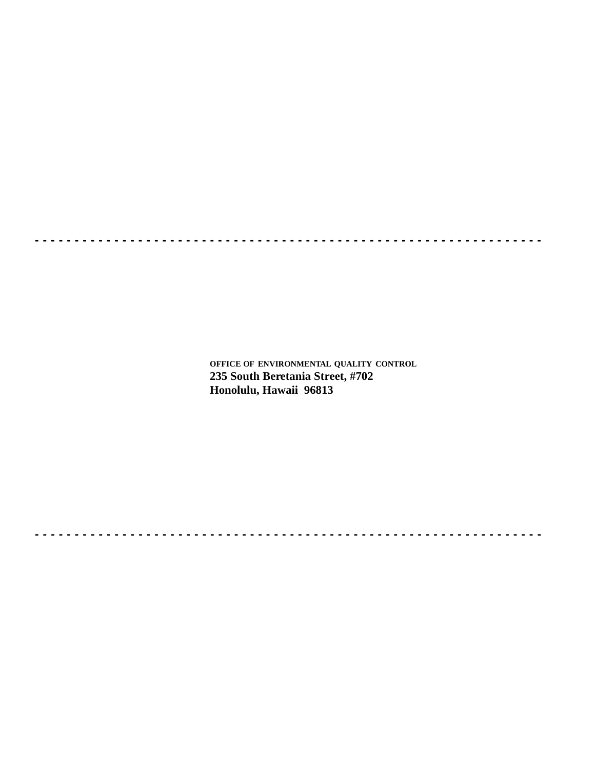OFFICE OF ENVIRONMENTAL QUALITY CONTROL
**235 South Beretania Street, #702**
**Honolulu, Hawaii 96813**